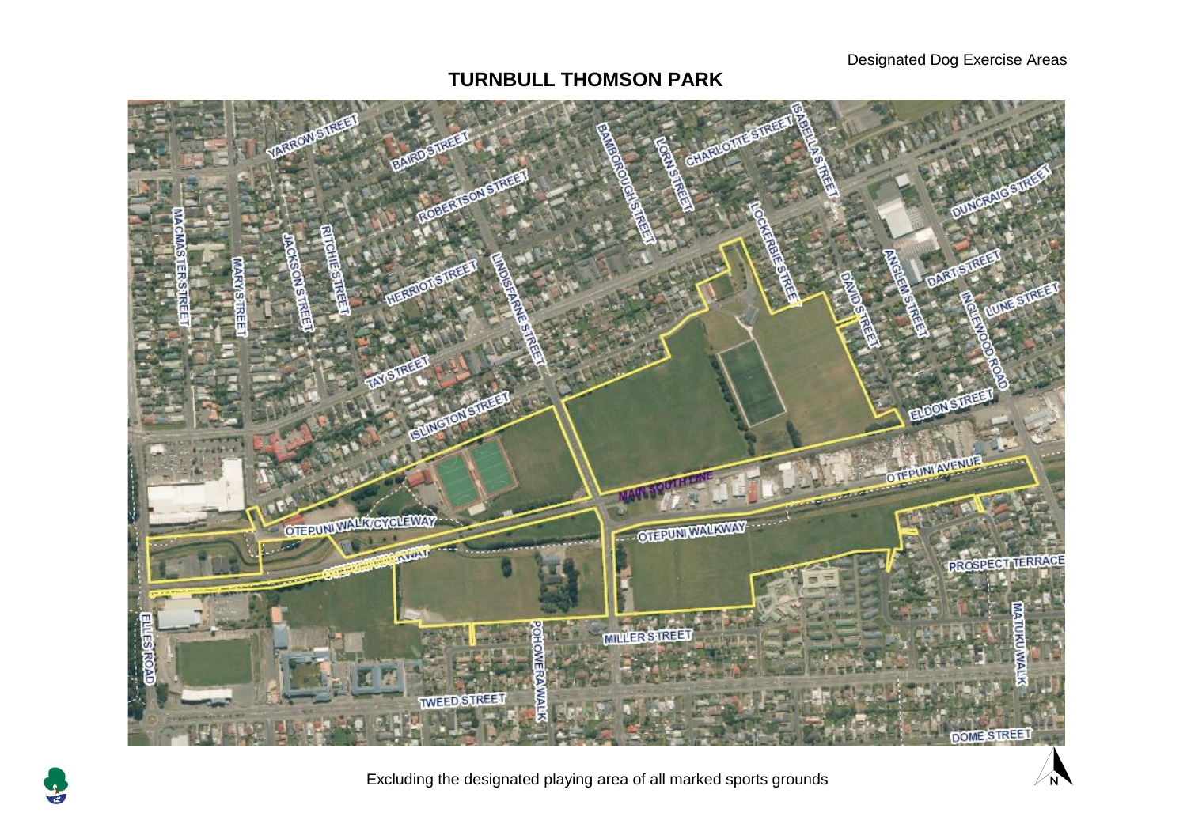Designated Dog Exercise Areas

# TURNBULL THOMSON PARK

Excluding the designated playing area of all marked sports grounds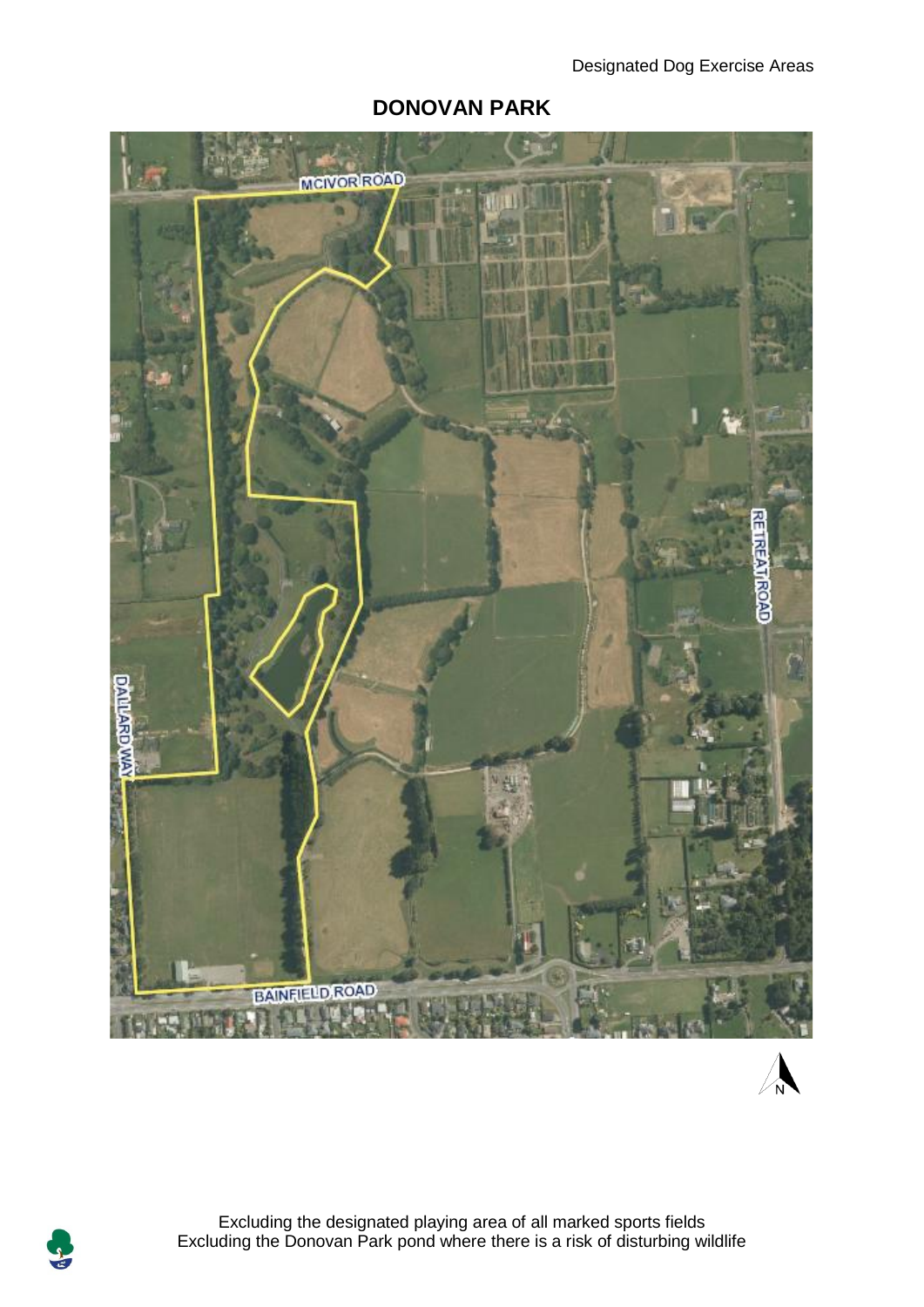# DONOVAN PARK

Excluding the designated playing area of all marked sports fields
Excluding the Donovan Park pond where there is a risk of disturbing wildlife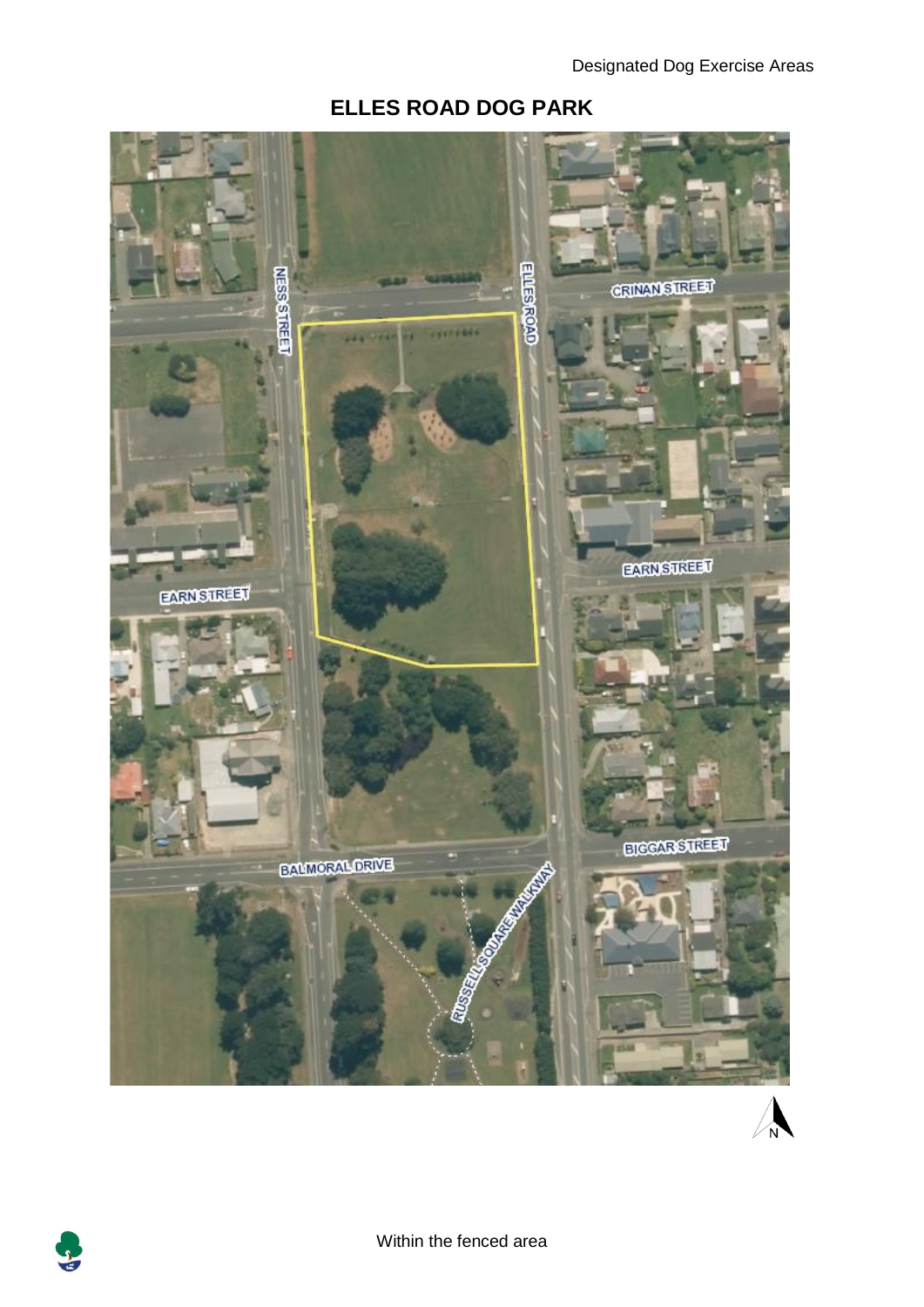# ELLES ROAD DOG PARK

Within the fenced area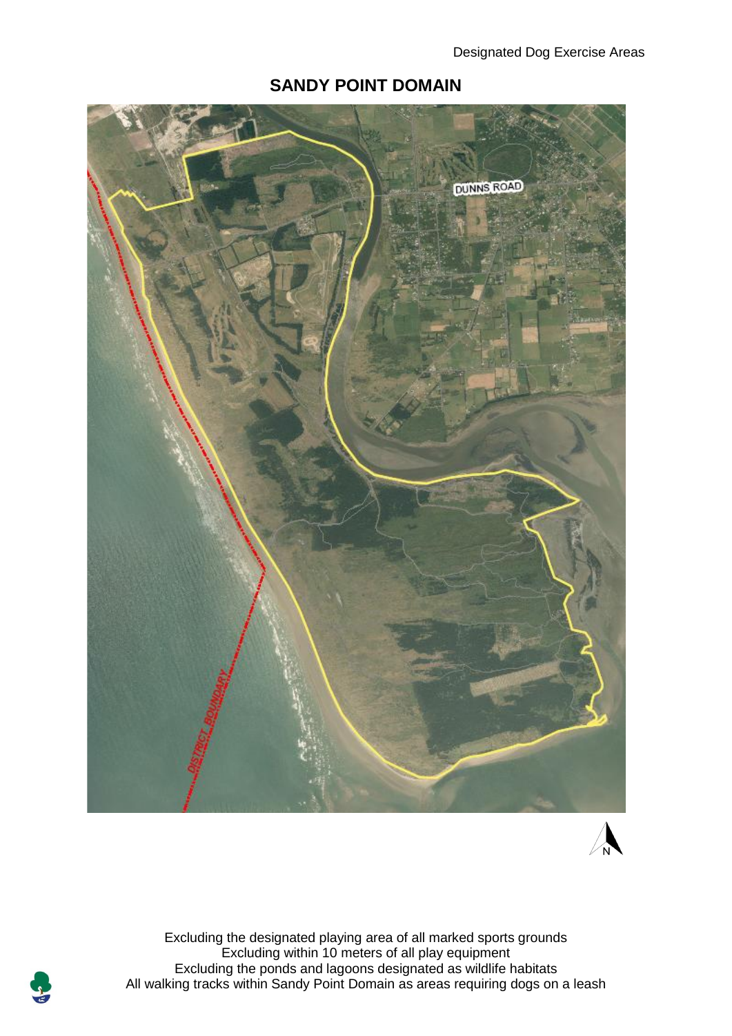# SANDY POINT DOMAIN

Excluding the designated playing area of all marked sports grounds
Excluding within 10 meters of all play equipment
Excluding the ponds and lagoons designated as wildlife habitats
All walking tracks within Sandy Point Domain as areas requiring dogs on a leash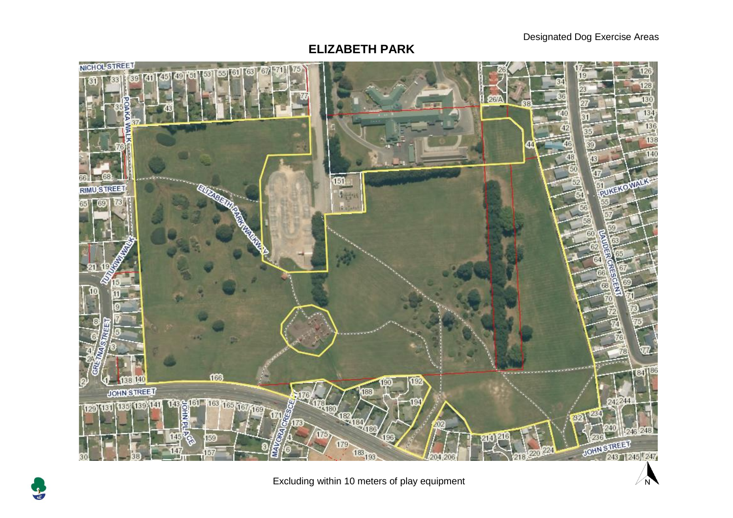Designated Dog Exercise Areas

# ELIZABETH PARK

Excluding within 10 meters of play equipment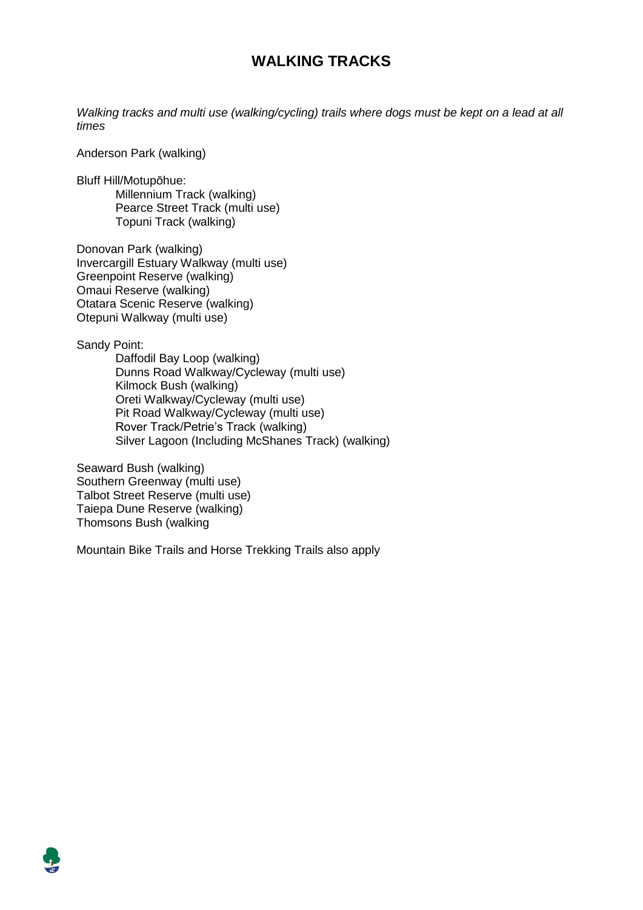# WALKING TRACKS

*Walking tracks and multi use (walking/cycling) trails where dogs must be kept on a lead at all times*

Anderson Park (walking)

Bluff Hill/Motupōhue:
- Millennium Track (walking)
- Pearce Street Track (multi use)
- Topuni Track (walking)

Donovan Park (walking)
Invercargill Estuary Walkway (multi use)
Greenpoint Reserve (walking)
Omaui Reserve (walking)
Otatara Scenic Reserve (walking)
Otepuni Walkway (multi use)

Sandy Point:
- Daffodil Bay Loop (walking)
- Dunns Road Walkway/Cycleway (multi use)
- Kilmock Bush (walking)
- Oreti Walkway/Cycleway (multi use)
- Pit Road Walkway/Cycleway (multi use)
- Rover Track/Petrie's Track (walking)
- Silver Lagoon (Including McShanes Track) (walking)

Seaward Bush (walking)
Southern Greenway (multi use)
Talbot Street Reserve (multi use)
Taiepa Dune Reserve (walking)
Thomsons Bush (walking

Mountain Bike Trails and Horse Trekking Trails also apply